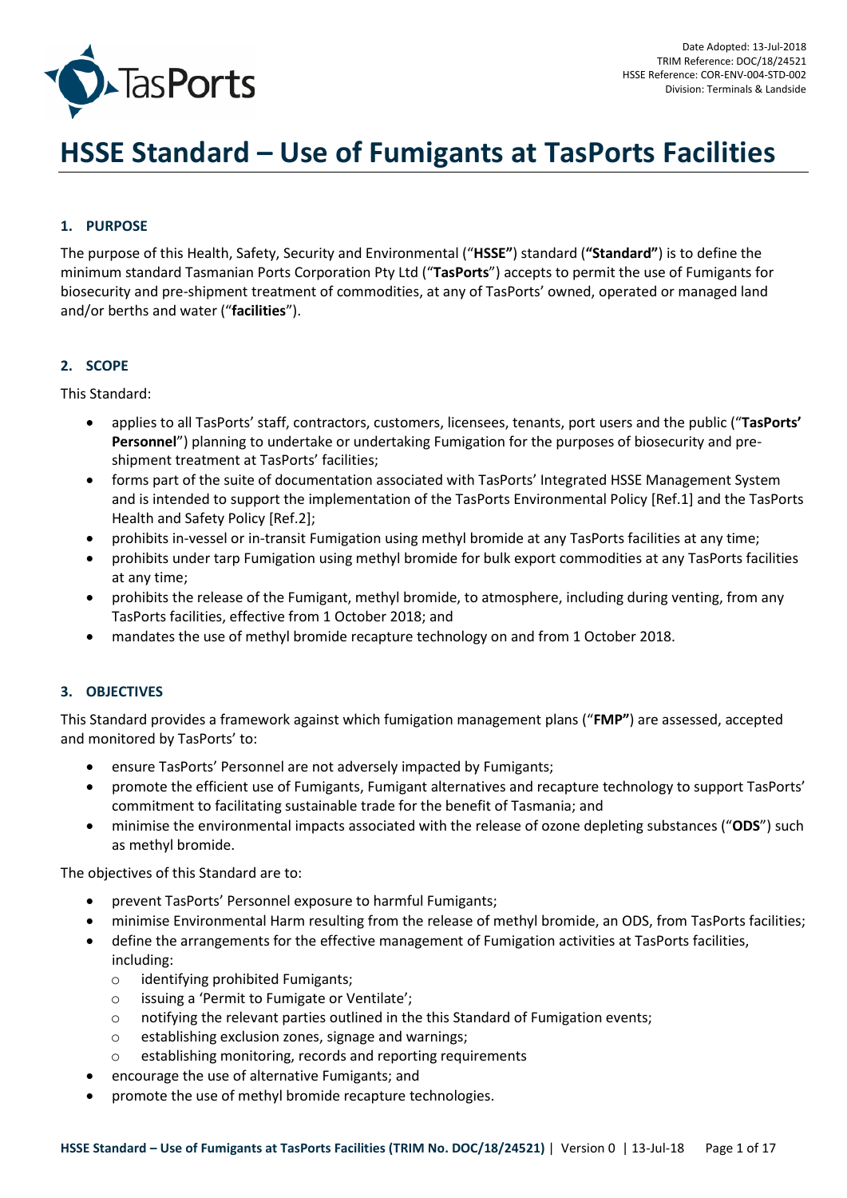Date Adopted: 13-Jul-2018
TRIM Reference: DOC/18/24521
HSSE Reference: COR-ENV-004-STD-002
Division: Terminals & Landside

# HSSE Standard – Use of Fumigants at TasPorts Facilities

## 1. PURPOSE

The purpose of this Health, Safety, Security and Environmental ("**HSSE**") standard (**"Standard"**) is to define the minimum standard Tasmanian Ports Corporation Pty Ltd ("**TasPorts**") accepts to permit the use of Fumigants for biosecurity and pre-shipment treatment of commodities, at any of TasPorts' owned, operated or managed land and/or berths and water ("**facilities**").

## 2. SCOPE

This Standard:

- applies to all TasPorts' staff, contractors, customers, licensees, tenants, port users and the public ("**TasPorts' Personnel**") planning to undertake or undertaking Fumigation for the purposes of biosecurity and pre-shipment treatment at TasPorts' facilities;
- forms part of the suite of documentation associated with TasPorts' Integrated HSSE Management System and is intended to support the implementation of the TasPorts Environmental Policy [Ref.1] and the TasPorts Health and Safety Policy [Ref.2];
- prohibits in-vessel or in-transit Fumigation using methyl bromide at any TasPorts facilities at any time;
- prohibits under tarp Fumigation using methyl bromide for bulk export commodities at any TasPorts facilities at any time;
- prohibits the release of the Fumigant, methyl bromide, to atmosphere, including during venting, from any TasPorts facilities, effective from 1 October 2018; and
- mandates the use of methyl bromide recapture technology on and from 1 October 2018.

## 3. OBJECTIVES

This Standard provides a framework against which fumigation management plans ("**FMP**") are assessed, accepted and monitored by TasPorts' to:

- ensure TasPorts' Personnel are not adversely impacted by Fumigants;
- promote the efficient use of Fumigants, Fumigant alternatives and recapture technology to support TasPorts' commitment to facilitating sustainable trade for the benefit of Tasmania; and
- minimise the environmental impacts associated with the release of ozone depleting substances ("**ODS**") such as methyl bromide.

The objectives of this Standard are to:

- prevent TasPorts' Personnel exposure to harmful Fumigants;
- minimise Environmental Harm resulting from the release of methyl bromide, an ODS, from TasPorts facilities;
- define the arrangements for the effective management of Fumigation activities at TasPorts facilities, including:
  - identifying prohibited Fumigants;
  - issuing a 'Permit to Fumigate or Ventilate';
  - notifying the relevant parties outlined in the this Standard of Fumigation events;
  - establishing exclusion zones, signage and warnings;
  - establishing monitoring, records and reporting requirements
- encourage the use of alternative Fumigants; and
- promote the use of methyl bromide recapture technologies.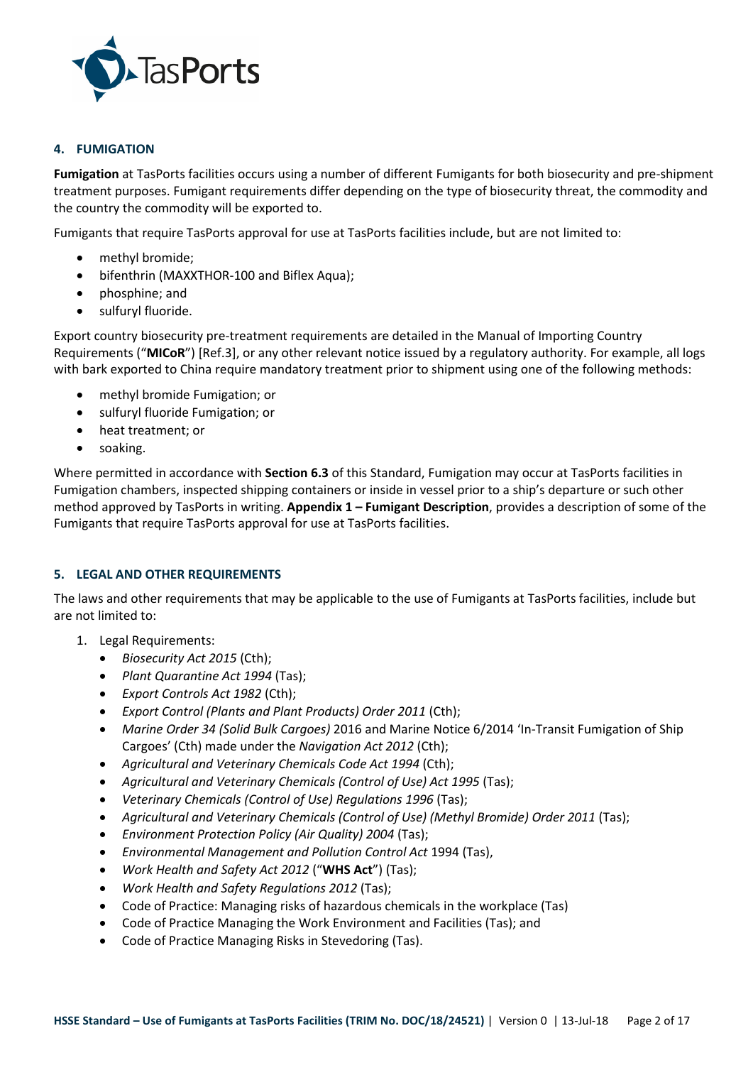## 4. FUMIGATION

**Fumigation** at TasPorts facilities occurs using a number of different Fumigants for both biosecurity and pre-shipment treatment purposes. Fumigant requirements differ depending on the type of biosecurity threat, the commodity and the country the commodity will be exported to.

Fumigants that require TasPorts approval for use at TasPorts facilities include, but are not limited to:

- methyl bromide;
- bifenthrin (MAXXTHOR-100 and Biflex Aqua);
- phosphine; and
- sulfuryl fluoride.

Export country biosecurity pre-treatment requirements are detailed in the Manual of Importing Country Requirements ("**MICoR**") [Ref.3], or any other relevant notice issued by a regulatory authority. For example, all logs with bark exported to China require mandatory treatment prior to shipment using one of the following methods:

- methyl bromide Fumigation; or
- sulfuryl fluoride Fumigation; or
- heat treatment; or
- soaking.

Where permitted in accordance with **Section 6.3** of this Standard, Fumigation may occur at TasPorts facilities in Fumigation chambers, inspected shipping containers or inside in vessel prior to a ship's departure or such other method approved by TasPorts in writing. **Appendix 1 – Fumigant Description**, provides a description of some of the Fumigants that require TasPorts approval for use at TasPorts facilities.

## 5. LEGAL AND OTHER REQUIREMENTS

The laws and other requirements that may be applicable to the use of Fumigants at TasPorts facilities, include but are not limited to:

1. Legal Requirements:
   - *Biosecurity Act 2015* (Cth);
   - *Plant Quarantine Act 1994* (Tas);
   - *Export Controls Act 1982* (Cth);
   - *Export Control (Plants and Plant Products) Order 2011* (Cth);
   - *Marine Order 34 (Solid Bulk Cargoes)* 2016 and Marine Notice 6/2014 'In-Transit Fumigation of Ship Cargoes' (Cth) made under the *Navigation Act 2012* (Cth);
   - *Agricultural and Veterinary Chemicals Code Act 1994* (Cth);
   - *Agricultural and Veterinary Chemicals (Control of Use) Act 1995* (Tas);
   - *Veterinary Chemicals (Control of Use) Regulations 1996* (Tas);
   - *Agricultural and Veterinary Chemicals (Control of Use) (Methyl Bromide) Order 2011* (Tas);
   - *Environment Protection Policy (Air Quality) 2004* (Tas);
   - *Environmental Management and Pollution Control Act* 1994 (Tas),
   - *Work Health and Safety Act 2012* ("**WHS Act**") (Tas);
   - *Work Health and Safety Regulations 2012* (Tas);
   - Code of Practice: Managing risks of hazardous chemicals in the workplace (Tas)
   - Code of Practice Managing the Work Environment and Facilities (Tas); and
   - Code of Practice Managing Risks in Stevedoring (Tas).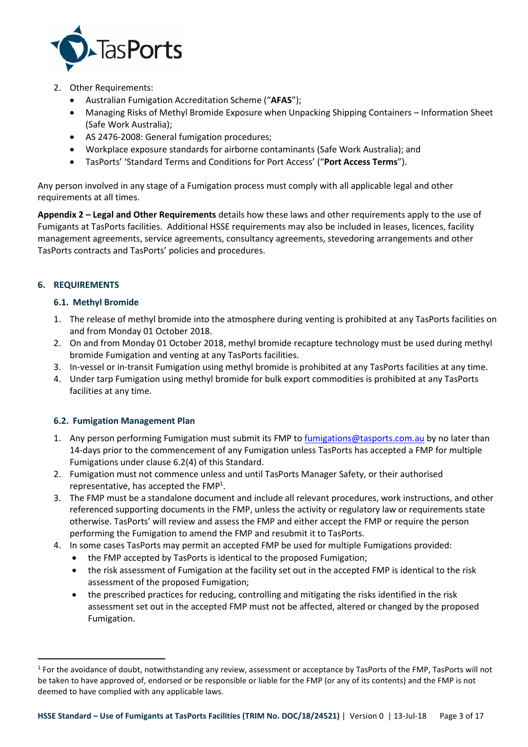2. Other Requirements:
   - Australian Fumigation Accreditation Scheme ("**AFAS**");
   - Managing Risks of Methyl Bromide Exposure when Unpacking Shipping Containers – Information Sheet (Safe Work Australia);
   - AS 2476-2008: General fumigation procedures;
   - Workplace exposure standards for airborne contaminants (Safe Work Australia); and
   - TasPorts' 'Standard Terms and Conditions for Port Access' ("**Port Access Terms**").

Any person involved in any stage of a Fumigation process must comply with all applicable legal and other requirements at all times.

**Appendix 2 – Legal and Other Requirements** details how these laws and other requirements apply to the use of Fumigants at TasPorts facilities. Additional HSSE requirements may also be included in leases, licences, facility management agreements, service agreements, consultancy agreements, stevedoring arrangements and other TasPorts contracts and TasPorts' policies and procedures.

## 6. REQUIREMENTS

### 6.1. Methyl Bromide

1. The release of methyl bromide into the atmosphere during venting is prohibited at any TasPorts facilities on and from Monday 01 October 2018.
2. On and from Monday 01 October 2018, methyl bromide recapture technology must be used during methyl bromide Fumigation and venting at any TasPorts facilities.
3. In-vessel or in-transit Fumigation using methyl bromide is prohibited at any TasPorts facilities at any time.
4. Under tarp Fumigation using methyl bromide for bulk export commodities is prohibited at any TasPorts facilities at any time.

### 6.2. Fumigation Management Plan

1. Any person performing Fumigation must submit its FMP to fumigations@tasports.com.au by no later than 14-days prior to the commencement of any Fumigation unless TasPorts has accepted a FMP for multiple Fumigations under clause 6.2(4) of this Standard.
2. Fumigation must not commence unless and until TasPorts Manager Safety, or their authorised representative, has accepted the FMP[1].
3. The FMP must be a standalone document and include all relevant procedures, work instructions, and other referenced supporting documents in the FMP, unless the activity or regulatory law or requirements state otherwise. TasPorts' will review and assess the FMP and either accept the FMP or require the person performing the Fumigation to amend the FMP and resubmit it to TasPorts.
4. In some cases TasPorts may permit an accepted FMP be used for multiple Fumigations provided:
   - the FMP accepted by TasPorts is identical to the proposed Fumigation;
   - the risk assessment of Fumigation at the facility set out in the accepted FMP is identical to the risk assessment of the proposed Fumigation;
   - the prescribed practices for reducing, controlling and mitigating the risks identified in the risk assessment set out in the accepted FMP must not be affected, altered or changed by the proposed Fumigation.

[1] For the avoidance of doubt, notwithstanding any review, assessment or acceptance by TasPorts of the FMP, TasPorts will not be taken to have approved of, endorsed or be responsible or liable for the FMP (or any of its contents) and the FMP is not deemed to have complied with any applicable laws.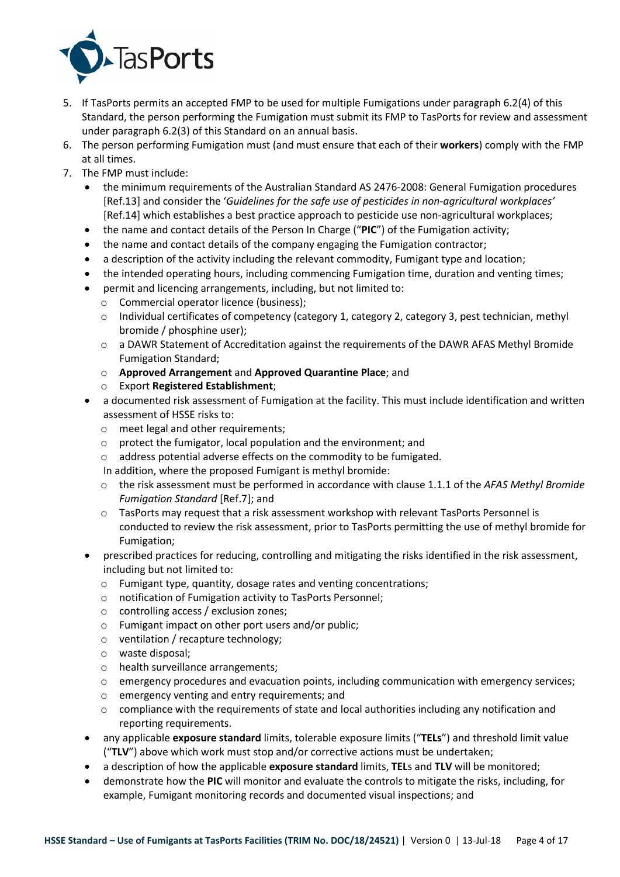5. If TasPorts permits an accepted FMP to be used for multiple Fumigations under paragraph 6.2(4) of this Standard, the person performing the Fumigation must submit its FMP to TasPorts for review and assessment under paragraph 6.2(3) of this Standard on an annual basis.
6. The person performing Fumigation must (and must ensure that each of their **workers**) comply with the FMP at all times.
7. The FMP must include:
   - the minimum requirements of the Australian Standard AS 2476-2008: General Fumigation procedures [Ref.13] and consider the '*Guidelines for the safe use of pesticides in non-agricultural workplaces'* [Ref.14] which establishes a best practice approach to pesticide use non-agricultural workplaces;
   - the name and contact details of the Person In Charge ("**PIC**") of the Fumigation activity;
   - the name and contact details of the company engaging the Fumigation contractor;
   - a description of the activity including the relevant commodity, Fumigant type and location;
   - the intended operating hours, including commencing Fumigation time, duration and venting times;
   - permit and licencing arrangements, including, but not limited to:
     - Commercial operator licence (business);
     - Individual certificates of competency (category 1, category 2, category 3, pest technician, methyl bromide / phosphine user);
     - a DAWR Statement of Accreditation against the requirements of the DAWR AFAS Methyl Bromide Fumigation Standard;
     - **Approved Arrangement** and **Approved Quarantine Place**; and
     - Export **Registered Establishment**;
   - a documented risk assessment of Fumigation at the facility. This must include identification and written assessment of HSSE risks to:
     - meet legal and other requirements;
     - protect the fumigator, local population and the environment; and
     - address potential adverse effects on the commodity to be fumigated.

     In addition, where the proposed Fumigant is methyl bromide:
     - the risk assessment must be performed in accordance with clause 1.1.1 of the *AFAS Methyl Bromide Fumigation Standard* [Ref.7]; and
     - TasPorts may request that a risk assessment workshop with relevant TasPorts Personnel is conducted to review the risk assessment, prior to TasPorts permitting the use of methyl bromide for Fumigation;
   - prescribed practices for reducing, controlling and mitigating the risks identified in the risk assessment, including but not limited to:
     - Fumigant type, quantity, dosage rates and venting concentrations;
     - notification of Fumigation activity to TasPorts Personnel;
     - controlling access / exclusion zones;
     - Fumigant impact on other port users and/or public;
     - ventilation / recapture technology;
     - waste disposal;
     - health surveillance arrangements;
     - emergency procedures and evacuation points, including communication with emergency services;
     - emergency venting and entry requirements; and
     - compliance with the requirements of state and local authorities including any notification and reporting requirements.
   - any applicable **exposure standard** limits, tolerable exposure limits ("**TELs**") and threshold limit value ("**TLV**") above which work must stop and/or corrective actions must be undertaken;
   - a description of how the applicable **exposure standard** limits, **TEL**s and **TLV** will be monitored;
   - demonstrate how the **PIC** will monitor and evaluate the controls to mitigate the risks, including, for example, Fumigant monitoring records and documented visual inspections; and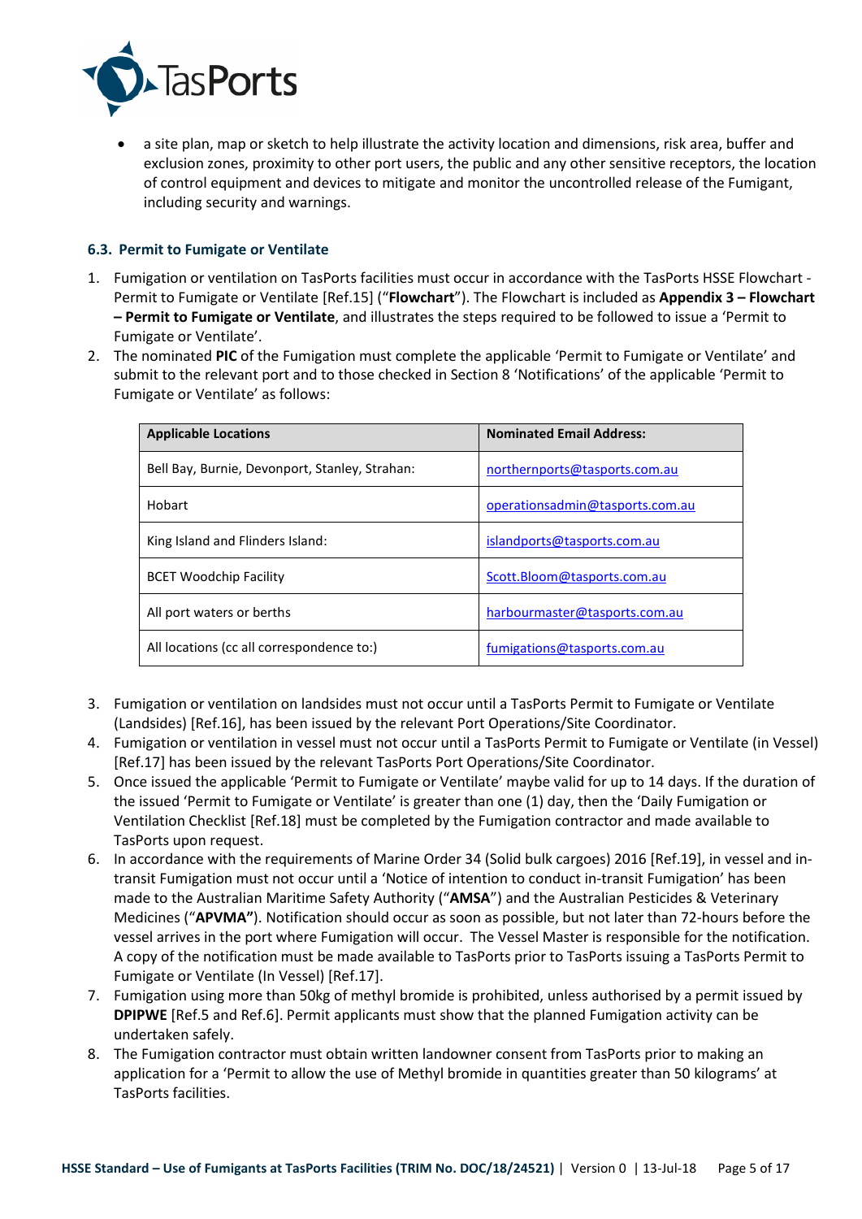- a site plan, map or sketch to help illustrate the activity location and dimensions, risk area, buffer and exclusion zones, proximity to other port users, the public and any other sensitive receptors, the location of control equipment and devices to mitigate and monitor the uncontrolled release of the Fumigant, including security and warnings.

### 6.3. Permit to Fumigate or Ventilate

1. Fumigation or ventilation on TasPorts facilities must occur in accordance with the TasPorts HSSE Flowchart - Permit to Fumigate or Ventilate [Ref.15] ("**Flowchart**"). The Flowchart is included as **Appendix 3 – Flowchart – Permit to Fumigate or Ventilate**, and illustrates the steps required to be followed to issue a 'Permit to Fumigate or Ventilate'.
2. The nominated **PIC** of the Fumigation must complete the applicable 'Permit to Fumigate or Ventilate' and submit to the relevant port and to those checked in Section 8 'Notifications' of the applicable 'Permit to Fumigate or Ventilate' as follows:

| Applicable Locations | Nominated Email Address: |
|---|---|
| Bell Bay, Burnie, Devonport, Stanley, Strahan: | northernports@tasports.com.au |
| Hobart | operationsadmin@tasports.com.au |
| King Island and Flinders Island: | islandports@tasports.com.au |
| BCET Woodchip Facility | Scott.Bloom@tasports.com.au |
| All port waters or berths | harbourmaster@tasports.com.au |
| All locations (cc all correspondence to:) | fumigations@tasports.com.au |

3. Fumigation or ventilation on landsides must not occur until a TasPorts Permit to Fumigate or Ventilate (Landsides) [Ref.16], has been issued by the relevant Port Operations/Site Coordinator.
4. Fumigation or ventilation in vessel must not occur until a TasPorts Permit to Fumigate or Ventilate (in Vessel) [Ref.17] has been issued by the relevant TasPorts Port Operations/Site Coordinator.
5. Once issued the applicable 'Permit to Fumigate or Ventilate' maybe valid for up to 14 days. If the duration of the issued 'Permit to Fumigate or Ventilate' is greater than one (1) day, then the 'Daily Fumigation or Ventilation Checklist [Ref.18] must be completed by the Fumigation contractor and made available to TasPorts upon request.
6. In accordance with the requirements of Marine Order 34 (Solid bulk cargoes) 2016 [Ref.19], in vessel and in-transit Fumigation must not occur until a 'Notice of intention to conduct in-transit Fumigation' has been made to the Australian Maritime Safety Authority ("**AMSA**") and the Australian Pesticides & Veterinary Medicines ("**APVMA"**). Notification should occur as soon as possible, but not later than 72-hours before the vessel arrives in the port where Fumigation will occur. The Vessel Master is responsible for the notification. A copy of the notification must be made available to TasPorts prior to TasPorts issuing a TasPorts Permit to Fumigate or Ventilate (In Vessel) [Ref.17].
7. Fumigation using more than 50kg of methyl bromide is prohibited, unless authorised by a permit issued by **DPIPWE** [Ref.5 and Ref.6]. Permit applicants must show that the planned Fumigation activity can be undertaken safely.
8. The Fumigation contractor must obtain written landowner consent from TasPorts prior to making an application for a 'Permit to allow the use of Methyl bromide in quantities greater than 50 kilograms' at TasPorts facilities.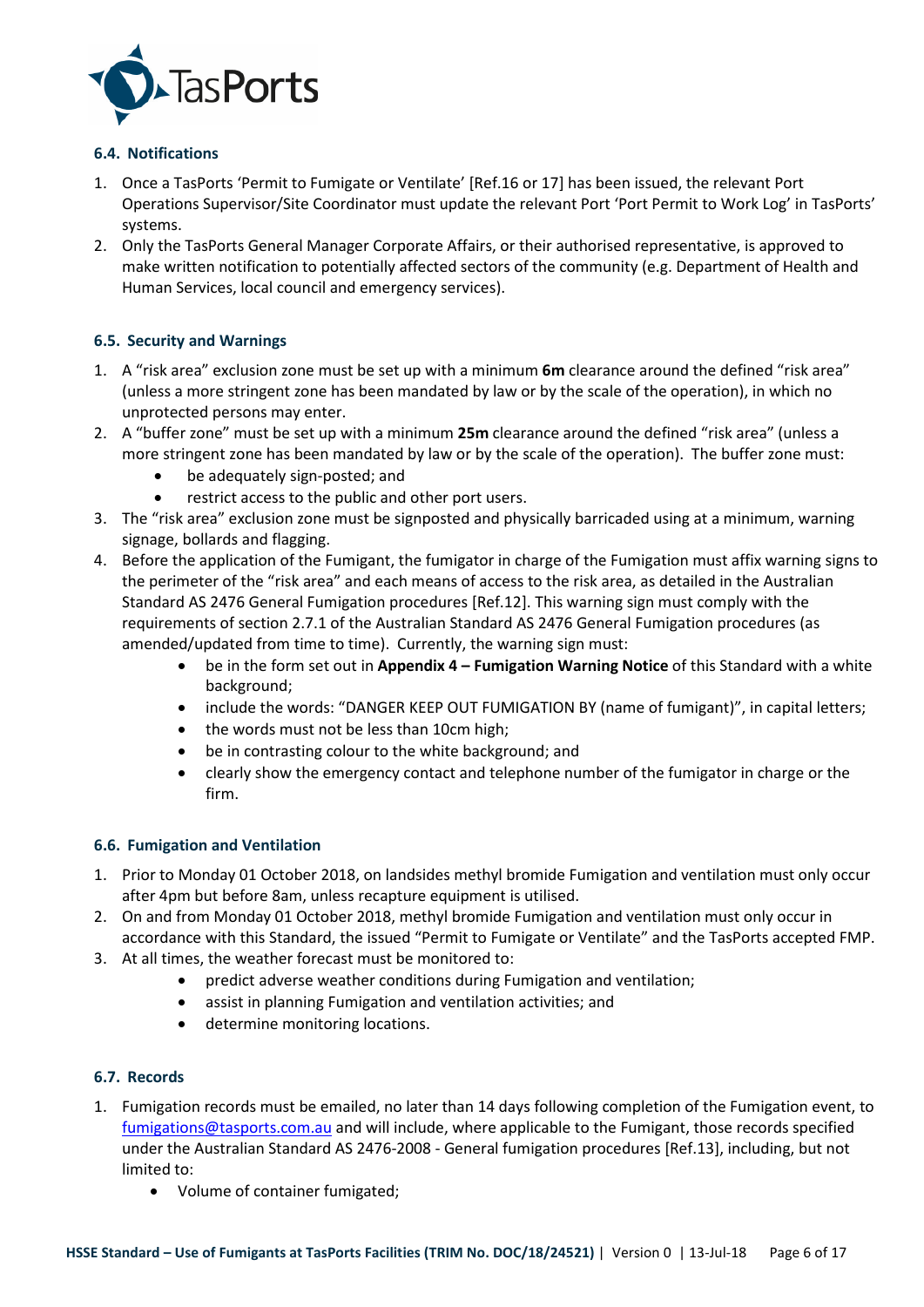### 6.4. Notifications

1. Once a TasPorts 'Permit to Fumigate or Ventilate' [Ref.16 or 17] has been issued, the relevant Port Operations Supervisor/Site Coordinator must update the relevant Port 'Port Permit to Work Log' in TasPorts' systems.
2. Only the TasPorts General Manager Corporate Affairs, or their authorised representative, is approved to make written notification to potentially affected sectors of the community (e.g. Department of Health and Human Services, local council and emergency services).

### 6.5. Security and Warnings

1. A "risk area" exclusion zone must be set up with a minimum **6m** clearance around the defined "risk area" (unless a more stringent zone has been mandated by law or by the scale of the operation), in which no unprotected persons may enter.
2. A "buffer zone" must be set up with a minimum **25m** clearance around the defined "risk area" (unless a more stringent zone has been mandated by law or by the scale of the operation). The buffer zone must:
   - be adequately sign-posted; and
   - restrict access to the public and other port users.
3. The "risk area" exclusion zone must be signposted and physically barricaded using at a minimum, warning signage, bollards and flagging.
4. Before the application of the Fumigant, the fumigator in charge of the Fumigation must affix warning signs to the perimeter of the "risk area" and each means of access to the risk area, as detailed in the Australian Standard AS 2476 General Fumigation procedures [Ref.12]. This warning sign must comply with the requirements of section 2.7.1 of the Australian Standard AS 2476 General Fumigation procedures (as amended/updated from time to time). Currently, the warning sign must:
   - be in the form set out in **Appendix 4 – Fumigation Warning Notice** of this Standard with a white background;
   - include the words: "DANGER KEEP OUT FUMIGATION BY (name of fumigant)", in capital letters;
   - the words must not be less than 10cm high;
   - be in contrasting colour to the white background; and
   - clearly show the emergency contact and telephone number of the fumigator in charge or the firm.

### 6.6. Fumigation and Ventilation

1. Prior to Monday 01 October 2018, on landsides methyl bromide Fumigation and ventilation must only occur after 4pm but before 8am, unless recapture equipment is utilised.
2. On and from Monday 01 October 2018, methyl bromide Fumigation and ventilation must only occur in accordance with this Standard, the issued "Permit to Fumigate or Ventilate" and the TasPorts accepted FMP.
3. At all times, the weather forecast must be monitored to:
   - predict adverse weather conditions during Fumigation and ventilation;
   - assist in planning Fumigation and ventilation activities; and
   - determine monitoring locations.

### 6.7. Records

1. Fumigation records must be emailed, no later than 14 days following completion of the Fumigation event, to fumigations@tasports.com.au and will include, where applicable to the Fumigant, those records specified under the Australian Standard AS 2476-2008 - General fumigation procedures [Ref.13], including, but not limited to:
   - Volume of container fumigated;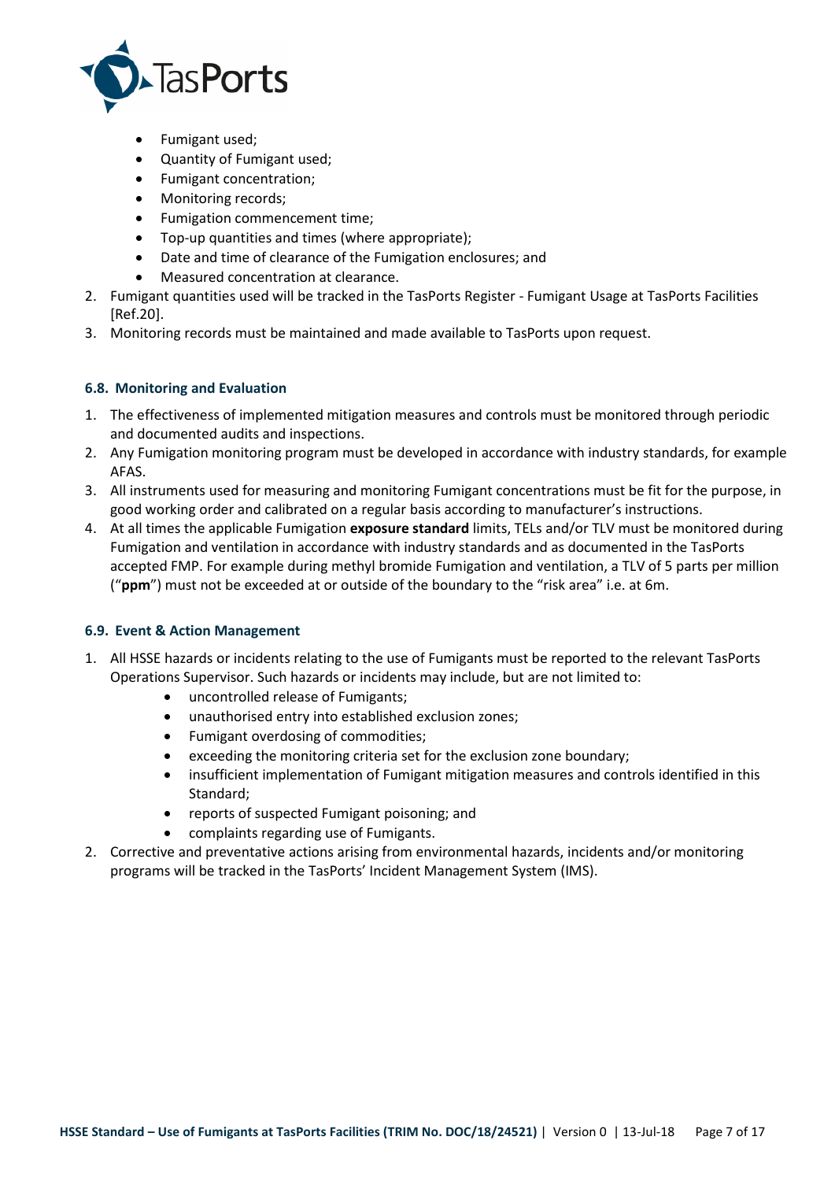- Fumigant used;
- Quantity of Fumigant used;
- Fumigant concentration;
- Monitoring records;
- Fumigation commencement time;
- Top-up quantities and times (where appropriate);
- Date and time of clearance of the Fumigation enclosures; and
- Measured concentration at clearance.

2. Fumigant quantities used will be tracked in the TasPorts Register - Fumigant Usage at TasPorts Facilities [Ref.20].
3. Monitoring records must be maintained and made available to TasPorts upon request.

### 6.8. Monitoring and Evaluation

1. The effectiveness of implemented mitigation measures and controls must be monitored through periodic and documented audits and inspections.
2. Any Fumigation monitoring program must be developed in accordance with industry standards, for example AFAS.
3. All instruments used for measuring and monitoring Fumigant concentrations must be fit for the purpose, in good working order and calibrated on a regular basis according to manufacturer's instructions.
4. At all times the applicable Fumigation **exposure standard** limits, TELs and/or TLV must be monitored during Fumigation and ventilation in accordance with industry standards and as documented in the TasPorts accepted FMP. For example during methyl bromide Fumigation and ventilation, a TLV of 5 parts per million ("**ppm**") must not be exceeded at or outside of the boundary to the "risk area" i.e. at 6m.

### 6.9. Event & Action Management

1. All HSSE hazards or incidents relating to the use of Fumigants must be reported to the relevant TasPorts Operations Supervisor. Such hazards or incidents may include, but are not limited to:
   - uncontrolled release of Fumigants;
   - unauthorised entry into established exclusion zones;
   - Fumigant overdosing of commodities;
   - exceeding the monitoring criteria set for the exclusion zone boundary;
   - insufficient implementation of Fumigant mitigation measures and controls identified in this Standard;
   - reports of suspected Fumigant poisoning; and
   - complaints regarding use of Fumigants.
2. Corrective and preventative actions arising from environmental hazards, incidents and/or monitoring programs will be tracked in the TasPorts' Incident Management System (IMS).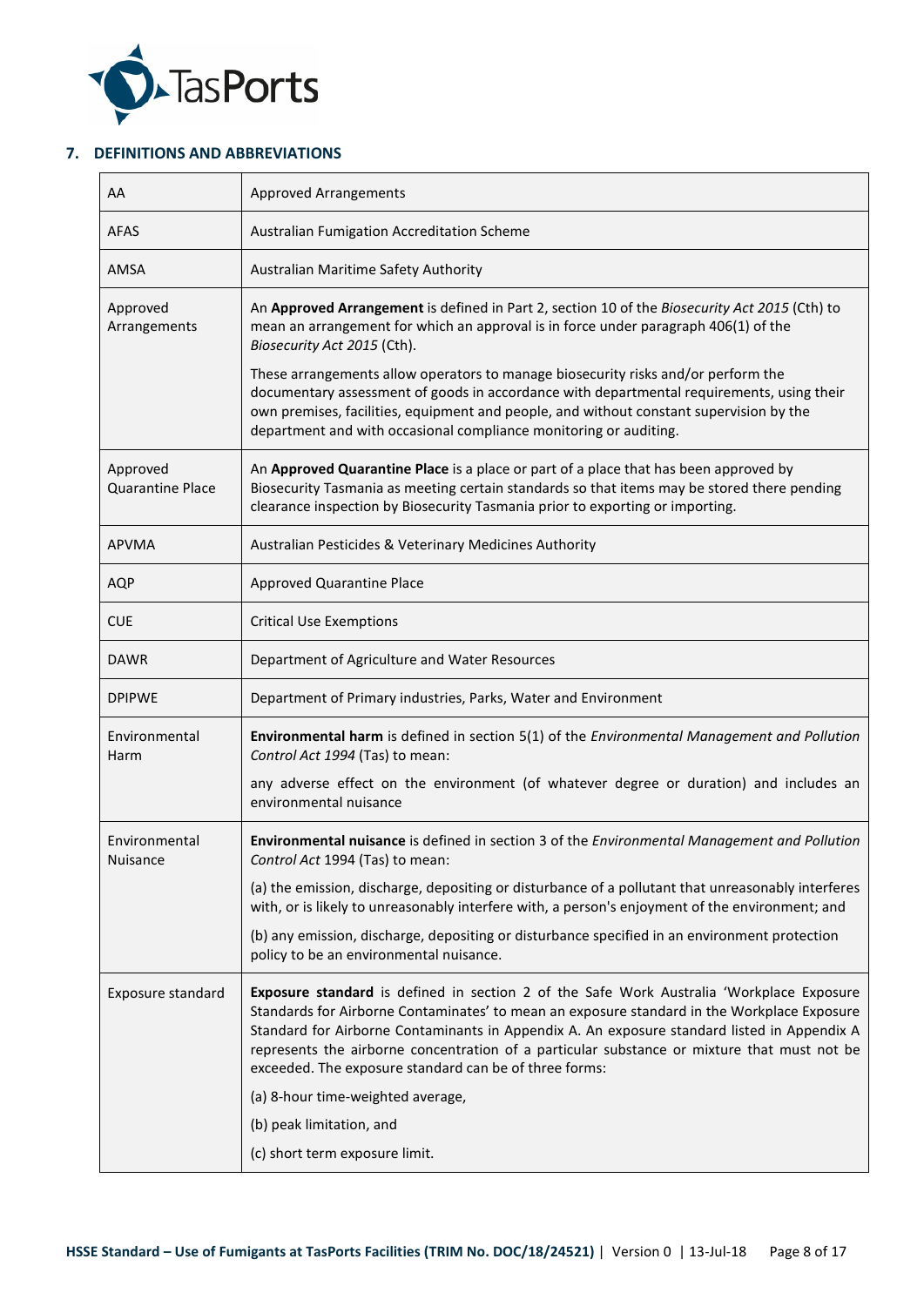## 7. DEFINITIONS AND ABBREVIATIONS

| | |
|---|---|
| AA | Approved Arrangements |
| AFAS | Australian Fumigation Accreditation Scheme |
| AMSA | Australian Maritime Safety Authority |
| Approved Arrangements | An **Approved Arrangement** is defined in Part 2, section 10 of the *Biosecurity Act 2015* (Cth) to mean an arrangement for which an approval is in force under paragraph 406(1) of the *Biosecurity Act 2015* (Cth).<br><br>These arrangements allow operators to manage biosecurity risks and/or perform the documentary assessment of goods in accordance with departmental requirements, using their own premises, facilities, equipment and people, and without constant supervision by the department and with occasional compliance monitoring or auditing. |
| Approved Quarantine Place | An **Approved Quarantine Place** is a place or part of a place that has been approved by Biosecurity Tasmania as meeting certain standards so that items may be stored there pending clearance inspection by Biosecurity Tasmania prior to exporting or importing. |
| APVMA | Australian Pesticides & Veterinary Medicines Authority |
| AQP | Approved Quarantine Place |
| CUE | Critical Use Exemptions |
| DAWR | Department of Agriculture and Water Resources |
| DPIPWE | Department of Primary industries, Parks, Water and Environment |
| Environmental Harm | **Environmental harm** is defined in section 5(1) of the *Environmental Management and Pollution Control Act 1994* (Tas) to mean:<br><br>any adverse effect on the environment (of whatever degree or duration) and includes an environmental nuisance |
| Environmental Nuisance | **Environmental nuisance** is defined in section 3 of the *Environmental Management and Pollution Control Act* 1994 (Tas) to mean:<br><br>(a) the emission, discharge, depositing or disturbance of a pollutant that unreasonably interferes with, or is likely to unreasonably interfere with, a person's enjoyment of the environment; and<br><br>(b) any emission, discharge, depositing or disturbance specified in an environment protection policy to be an environmental nuisance. |
| Exposure standard | **Exposure standard** is defined in section 2 of the Safe Work Australia 'Workplace Exposure Standards for Airborne Contaminates' to mean an exposure standard in the Workplace Exposure Standard for Airborne Contaminants in Appendix A. An exposure standard listed in Appendix A represents the airborne concentration of a particular substance or mixture that must not be exceeded. The exposure standard can be of three forms:<br><br>(a) 8-hour time-weighted average,<br><br>(b) peak limitation, and<br><br>(c) short term exposure limit. |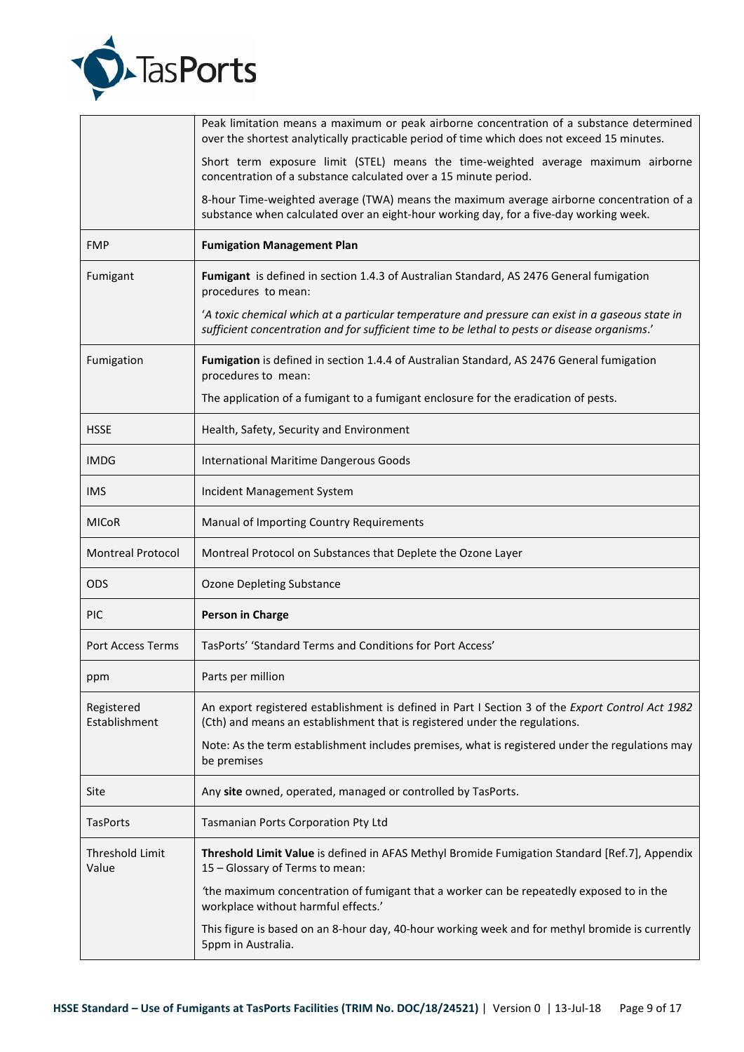| | |
|---|---|
| | Peak limitation means a maximum or peak airborne concentration of a substance determined over the shortest analytically practicable period of time which does not exceed 15 minutes.<br><br>Short term exposure limit (STEL) means the time-weighted average maximum airborne concentration of a substance calculated over a 15 minute period.<br><br>8-hour Time-weighted average (TWA) means the maximum average airborne concentration of a substance when calculated over an eight-hour working day, for a five-day working week. |
| FMP | **Fumigation Management Plan** |
| Fumigant | **Fumigant** is defined in section 1.4.3 of Australian Standard, AS 2476 General fumigation procedures to mean:<br><br>'*A toxic chemical which at a particular temperature and pressure can exist in a gaseous state in sufficient concentration and for sufficient time to be lethal to pests or disease organisms*.' |
| Fumigation | **Fumigation** is defined in section 1.4.4 of Australian Standard, AS 2476 General fumigation procedures to mean:<br><br>The application of a fumigant to a fumigant enclosure for the eradication of pests. |
| HSSE | Health, Safety, Security and Environment |
| IMDG | International Maritime Dangerous Goods |
| IMS | Incident Management System |
| MICoR | Manual of Importing Country Requirements |
| Montreal Protocol | Montreal Protocol on Substances that Deplete the Ozone Layer |
| ODS | Ozone Depleting Substance |
| PIC | **Person in Charge** |
| Port Access Terms | TasPorts' 'Standard Terms and Conditions for Port Access' |
| ppm | Parts per million |
| Registered Establishment | An export registered establishment is defined in Part I Section 3 of the *Export Control Act 1982* (Cth) and means an establishment that is registered under the regulations.<br><br>Note: As the term establishment includes premises, what is registered under the regulations may be premises |
| Site | Any **site** owned, operated, managed or controlled by TasPorts. |
| TasPorts | Tasmanian Ports Corporation Pty Ltd |
| Threshold Limit Value | **Threshold Limit Value** is defined in AFAS Methyl Bromide Fumigation Standard [Ref.7], Appendix 15 – Glossary of Terms to mean:<br><br>'the maximum concentration of fumigant that a worker can be repeatedly exposed to in the workplace without harmful effects.'<br><br>This figure is based on an 8-hour day, 40-hour working week and for methyl bromide is currently 5ppm in Australia. |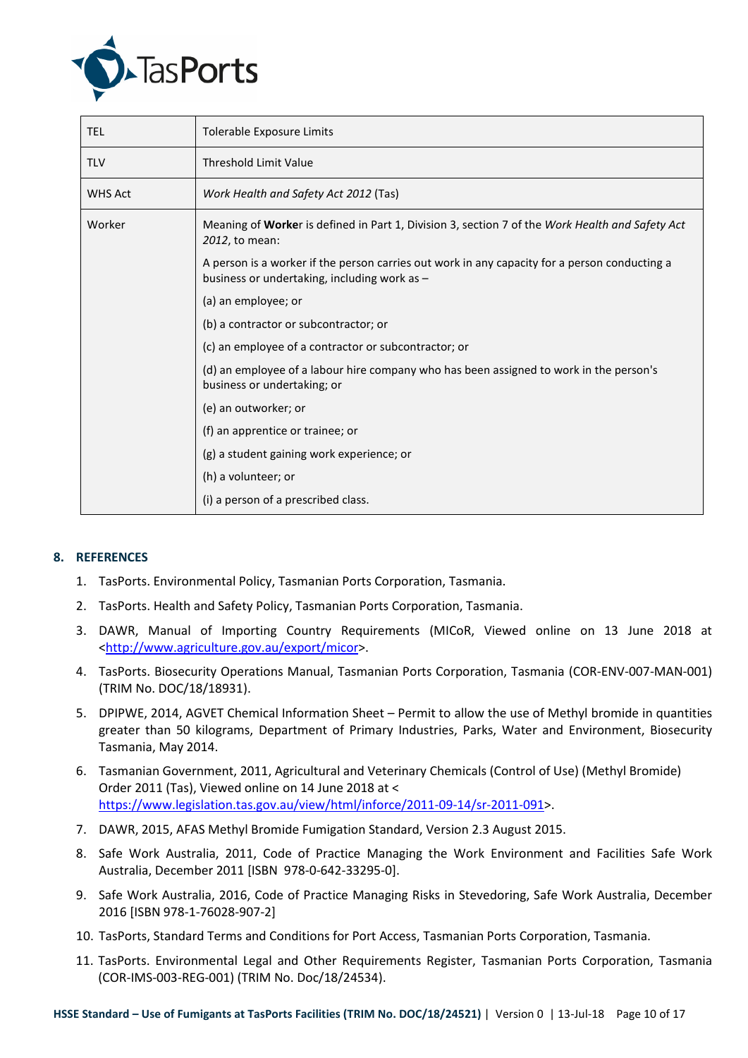| | |
|---|---|
| TEL | Tolerable Exposure Limits |
| TLV | Threshold Limit Value |
| WHS Act | *Work Health and Safety Act 2012* (Tas) |
| Worker | Meaning of **Worke**r is defined in Part 1, Division 3, section 7 of the *Work Health and Safety Act 2012*, to mean:<br><br>A person is a worker if the person carries out work in any capacity for a person conducting a business or undertaking, including work as –<br><br>(a) an employee; or<br><br>(b) a contractor or subcontractor; or<br><br>(c) an employee of a contractor or subcontractor; or<br><br>(d) an employee of a labour hire company who has been assigned to work in the person's business or undertaking; or<br><br>(e) an outworker; or<br><br>(f) an apprentice or trainee; or<br><br>(g) a student gaining work experience; or<br><br>(h) a volunteer; or<br><br>(i) a person of a prescribed class. |

## 8. REFERENCES

1. TasPorts. Environmental Policy, Tasmanian Ports Corporation, Tasmania.
2. TasPorts. Health and Safety Policy, Tasmanian Ports Corporation, Tasmania.
3. DAWR, Manual of Importing Country Requirements (MICoR, Viewed online on 13 June 2018 at <http://www.agriculture.gov.au/export/micor>.
4. TasPorts. Biosecurity Operations Manual, Tasmanian Ports Corporation, Tasmania (COR-ENV-007-MAN-001) (TRIM No. DOC/18/18931).
5. DPIPWE, 2014, AGVET Chemical Information Sheet – Permit to allow the use of Methyl bromide in quantities greater than 50 kilograms, Department of Primary Industries, Parks, Water and Environment, Biosecurity Tasmania, May 2014.
6. Tasmanian Government, 2011, Agricultural and Veterinary Chemicals (Control of Use) (Methyl Bromide) Order 2011 (Tas), Viewed online on 14 June 2018 at < https://www.legislation.tas.gov.au/view/html/inforce/2011-09-14/sr-2011-091>.
7. DAWR, 2015, AFAS Methyl Bromide Fumigation Standard, Version 2.3 August 2015.
8. Safe Work Australia, 2011, Code of Practice Managing the Work Environment and Facilities Safe Work Australia, December 2011 [ISBN 978-0-642-33295-0].
9. Safe Work Australia, 2016, Code of Practice Managing Risks in Stevedoring, Safe Work Australia, December 2016 [ISBN 978-1-76028-907-2]
10. TasPorts, Standard Terms and Conditions for Port Access, Tasmanian Ports Corporation, Tasmania.
11. TasPorts. Environmental Legal and Other Requirements Register, Tasmanian Ports Corporation, Tasmania (COR-IMS-003-REG-001) (TRIM No. Doc/18/24534).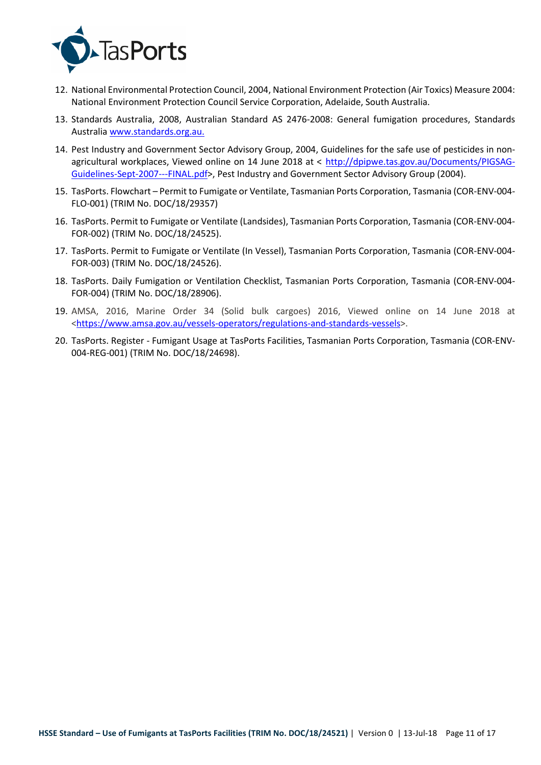12. National Environmental Protection Council, 2004, National Environment Protection (Air Toxics) Measure 2004: National Environment Protection Council Service Corporation, Adelaide, South Australia.
13. Standards Australia, 2008, Australian Standard AS 2476-2008: General fumigation procedures, Standards Australia www.standards.org.au.
14. Pest Industry and Government Sector Advisory Group, 2004, Guidelines for the safe use of pesticides in non-agricultural workplaces, Viewed online on 14 June 2018 at < http://dpipwe.tas.gov.au/Documents/PIGSAG-Guidelines-Sept-2007---FINAL.pdf>, Pest Industry and Government Sector Advisory Group (2004).
15. TasPorts. Flowchart – Permit to Fumigate or Ventilate, Tasmanian Ports Corporation, Tasmania (COR-ENV-004-FLO-001) (TRIM No. DOC/18/29357)
16. TasPorts. Permit to Fumigate or Ventilate (Landsides), Tasmanian Ports Corporation, Tasmania (COR-ENV-004-FOR-002) (TRIM No. DOC/18/24525).
17. TasPorts. Permit to Fumigate or Ventilate (In Vessel), Tasmanian Ports Corporation, Tasmania (COR-ENV-004-FOR-003) (TRIM No. DOC/18/24526).
18. TasPorts. Daily Fumigation or Ventilation Checklist, Tasmanian Ports Corporation, Tasmania (COR-ENV-004-FOR-004) (TRIM No. DOC/18/28906).
19. AMSA, 2016, Marine Order 34 (Solid bulk cargoes) 2016, Viewed online on 14 June 2018 at <https://www.amsa.gov.au/vessels-operators/regulations-and-standards-vessels>.
20. TasPorts. Register - Fumigant Usage at TasPorts Facilities, Tasmanian Ports Corporation, Tasmania (COR-ENV-004-REG-001) (TRIM No. DOC/18/24698).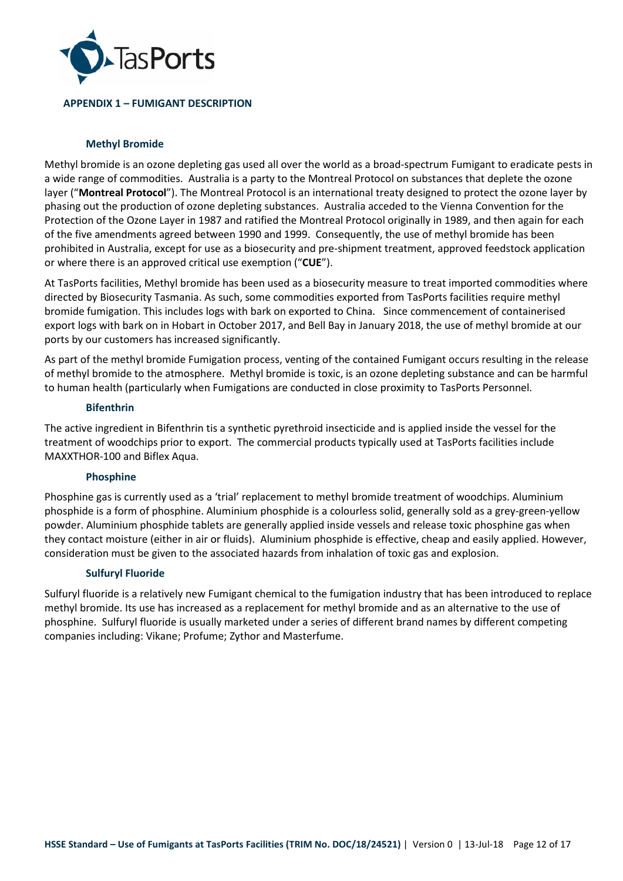## APPENDIX 1 – FUMIGANT DESCRIPTION

### Methyl Bromide

Methyl bromide is an ozone depleting gas used all over the world as a broad-spectrum Fumigant to eradicate pests in a wide range of commodities. Australia is a party to the Montreal Protocol on substances that deplete the ozone layer ("**Montreal Protocol**"). The Montreal Protocol is an international treaty designed to protect the ozone layer by phasing out the production of ozone depleting substances. Australia acceded to the Vienna Convention for the Protection of the Ozone Layer in 1987 and ratified the Montreal Protocol originally in 1989, and then again for each of the five amendments agreed between 1990 and 1999. Consequently, the use of methyl bromide has been prohibited in Australia, except for use as a biosecurity and pre-shipment treatment, approved feedstock application or where there is an approved critical use exemption ("**CUE**").

At TasPorts facilities, Methyl bromide has been used as a biosecurity measure to treat imported commodities where directed by Biosecurity Tasmania. As such, some commodities exported from TasPorts facilities require methyl bromide fumigation. This includes logs with bark on exported to China. Since commencement of containerised export logs with bark on in Hobart in October 2017, and Bell Bay in January 2018, the use of methyl bromide at our ports by our customers has increased significantly.

As part of the methyl bromide Fumigation process, venting of the contained Fumigant occurs resulting in the release of methyl bromide to the atmosphere. Methyl bromide is toxic, is an ozone depleting substance and can be harmful to human health (particularly when Fumigations are conducted in close proximity to TasPorts Personnel.

### Bifenthrin

The active ingredient in Bifenthrin tis a synthetic pyrethroid insecticide and is applied inside the vessel for the treatment of woodchips prior to export. The commercial products typically used at TasPorts facilities include MAXXTHOR-100 and Biflex Aqua.

### Phosphine

Phosphine gas is currently used as a 'trial' replacement to methyl bromide treatment of woodchips. Aluminium phosphide is a form of phosphine. Aluminium phosphide is a colourless solid, generally sold as a grey-green-yellow powder. Aluminium phosphide tablets are generally applied inside vessels and release toxic phosphine gas when they contact moisture (either in air or fluids). Aluminium phosphide is effective, cheap and easily applied. However, consideration must be given to the associated hazards from inhalation of toxic gas and explosion.

### Sulfuryl Fluoride

Sulfuryl fluoride is a relatively new Fumigant chemical to the fumigation industry that has been introduced to replace methyl bromide. Its use has increased as a replacement for methyl bromide and as an alternative to the use of phosphine. Sulfuryl fluoride is usually marketed under a series of different brand names by different competing companies including: Vikane; Profume; Zythor and Masterfume.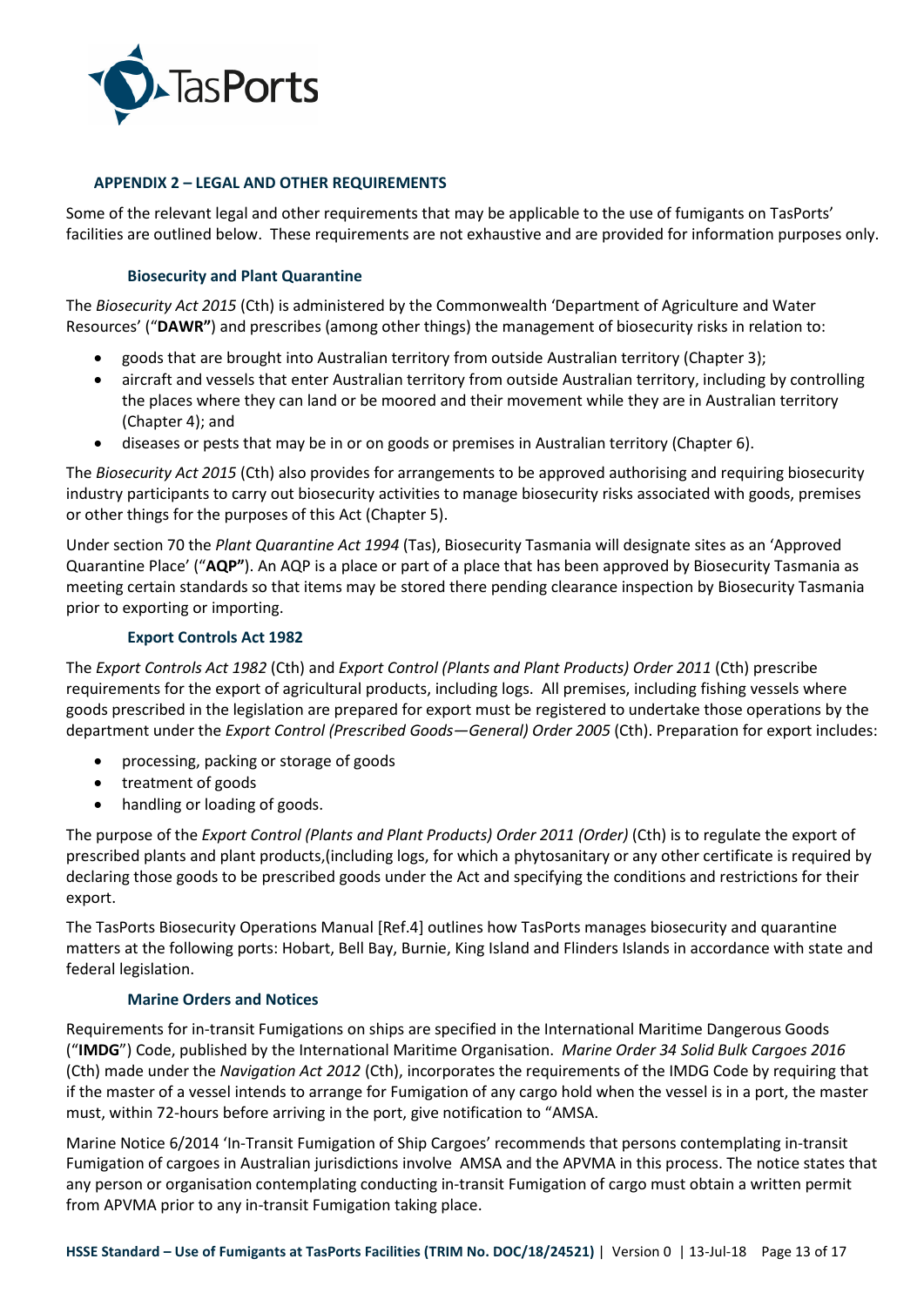## APPENDIX 2 – LEGAL AND OTHER REQUIREMENTS

Some of the relevant legal and other requirements that may be applicable to the use of fumigants on TasPorts' facilities are outlined below. These requirements are not exhaustive and are provided for information purposes only.

### Biosecurity and Plant Quarantine

The *Biosecurity Act 2015* (Cth) is administered by the Commonwealth 'Department of Agriculture and Water Resources' ("**DAWR"**) and prescribes (among other things) the management of biosecurity risks in relation to:

- goods that are brought into Australian territory from outside Australian territory (Chapter 3);
- aircraft and vessels that enter Australian territory from outside Australian territory, including by controlling the places where they can land or be moored and their movement while they are in Australian territory (Chapter 4); and
- diseases or pests that may be in or on goods or premises in Australian territory (Chapter 6).

The *Biosecurity Act 2015* (Cth) also provides for arrangements to be approved authorising and requiring biosecurity industry participants to carry out biosecurity activities to manage biosecurity risks associated with goods, premises or other things for the purposes of this Act (Chapter 5).

Under section 70 the *Plant Quarantine Act 1994* (Tas), Biosecurity Tasmania will designate sites as an 'Approved Quarantine Place' ("**AQP"**). An AQP is a place or part of a place that has been approved by Biosecurity Tasmania as meeting certain standards so that items may be stored there pending clearance inspection by Biosecurity Tasmania prior to exporting or importing.

### Export Controls Act 1982

The *Export Controls Act 1982* (Cth) and *Export Control (Plants and Plant Products) Order 2011* (Cth) prescribe requirements for the export of agricultural products, including logs. All premises, including fishing vessels where goods prescribed in the legislation are prepared for export must be registered to undertake those operations by the department under the *Export Control (Prescribed Goods—General) Order 2005* (Cth). Preparation for export includes:

- processing, packing or storage of goods
- treatment of goods
- handling or loading of goods.

The purpose of the *Export Control (Plants and Plant Products) Order 2011 (Order)* (Cth) is to regulate the export of prescribed plants and plant products,(including logs, for which a phytosanitary or any other certificate is required by declaring those goods to be prescribed goods under the Act and specifying the conditions and restrictions for their export.

The TasPorts Biosecurity Operations Manual [Ref.4] outlines how TasPorts manages biosecurity and quarantine matters at the following ports: Hobart, Bell Bay, Burnie, King Island and Flinders Islands in accordance with state and federal legislation.

### Marine Orders and Notices

Requirements for in-transit Fumigations on ships are specified in the International Maritime Dangerous Goods ("**IMDG**") Code, published by the International Maritime Organisation. *Marine Order 34 Solid Bulk Cargoes 2016* (Cth) made under the *Navigation Act 2012* (Cth), incorporates the requirements of the IMDG Code by requiring that if the master of a vessel intends to arrange for Fumigation of any cargo hold when the vessel is in a port, the master must, within 72-hours before arriving in the port, give notification to "AMSA.

Marine Notice 6/2014 'In-Transit Fumigation of Ship Cargoes' recommends that persons contemplating in-transit Fumigation of cargoes in Australian jurisdictions involve AMSA and the APVMA in this process. The notice states that any person or organisation contemplating conducting in-transit Fumigation of cargo must obtain a written permit from APVMA prior to any in-transit Fumigation taking place.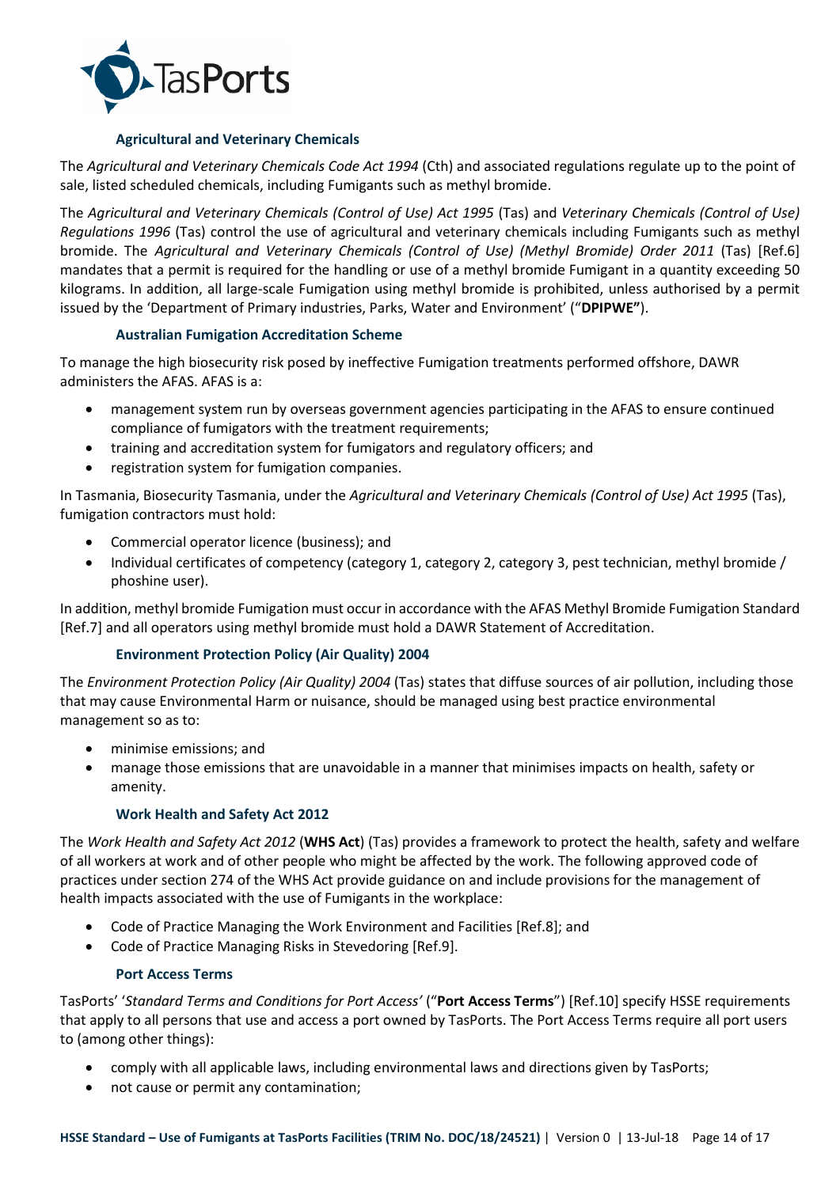### Agricultural and Veterinary Chemicals

The *Agricultural and Veterinary Chemicals Code Act 1994* (Cth) and associated regulations regulate up to the point of sale, listed scheduled chemicals, including Fumigants such as methyl bromide.

The *Agricultural and Veterinary Chemicals (Control of Use) Act 1995* (Tas) and *Veterinary Chemicals (Control of Use) Regulations 1996* (Tas) control the use of agricultural and veterinary chemicals including Fumigants such as methyl bromide. The *Agricultural and Veterinary Chemicals (Control of Use) (Methyl Bromide) Order 2011* (Tas) [Ref.6] mandates that a permit is required for the handling or use of a methyl bromide Fumigant in a quantity exceeding 50 kilograms. In addition, all large-scale Fumigation using methyl bromide is prohibited, unless authorised by a permit issued by the 'Department of Primary industries, Parks, Water and Environment' ("**DPIPWE"**).

### Australian Fumigation Accreditation Scheme

To manage the high biosecurity risk posed by ineffective Fumigation treatments performed offshore, DAWR administers the AFAS. AFAS is a:

- management system run by overseas government agencies participating in the AFAS to ensure continued compliance of fumigators with the treatment requirements;
- training and accreditation system for fumigators and regulatory officers; and
- registration system for fumigation companies.

In Tasmania, Biosecurity Tasmania, under the *Agricultural and Veterinary Chemicals (Control of Use) Act 1995* (Tas), fumigation contractors must hold:

- Commercial operator licence (business); and
- Individual certificates of competency (category 1, category 2, category 3, pest technician, methyl bromide / phoshine user).

In addition, methyl bromide Fumigation must occur in accordance with the AFAS Methyl Bromide Fumigation Standard [Ref.7] and all operators using methyl bromide must hold a DAWR Statement of Accreditation.

### Environment Protection Policy (Air Quality) 2004

The *Environment Protection Policy (Air Quality) 2004* (Tas) states that diffuse sources of air pollution, including those that may cause Environmental Harm or nuisance, should be managed using best practice environmental management so as to:

- minimise emissions; and
- manage those emissions that are unavoidable in a manner that minimises impacts on health, safety or amenity.

### Work Health and Safety Act 2012

The *Work Health and Safety Act 2012* (**WHS Act**) (Tas) provides a framework to protect the health, safety and welfare of all workers at work and of other people who might be affected by the work. The following approved code of practices under section 274 of the WHS Act provide guidance on and include provisions for the management of health impacts associated with the use of Fumigants in the workplace:

- Code of Practice Managing the Work Environment and Facilities [Ref.8]; and
- Code of Practice Managing Risks in Stevedoring [Ref.9].

### Port Access Terms

TasPorts' '*Standard Terms and Conditions for Port Access'* ("**Port Access Terms**") [Ref.10] specify HSSE requirements that apply to all persons that use and access a port owned by TasPorts. The Port Access Terms require all port users to (among other things):

- comply with all applicable laws, including environmental laws and directions given by TasPorts;
- not cause or permit any contamination;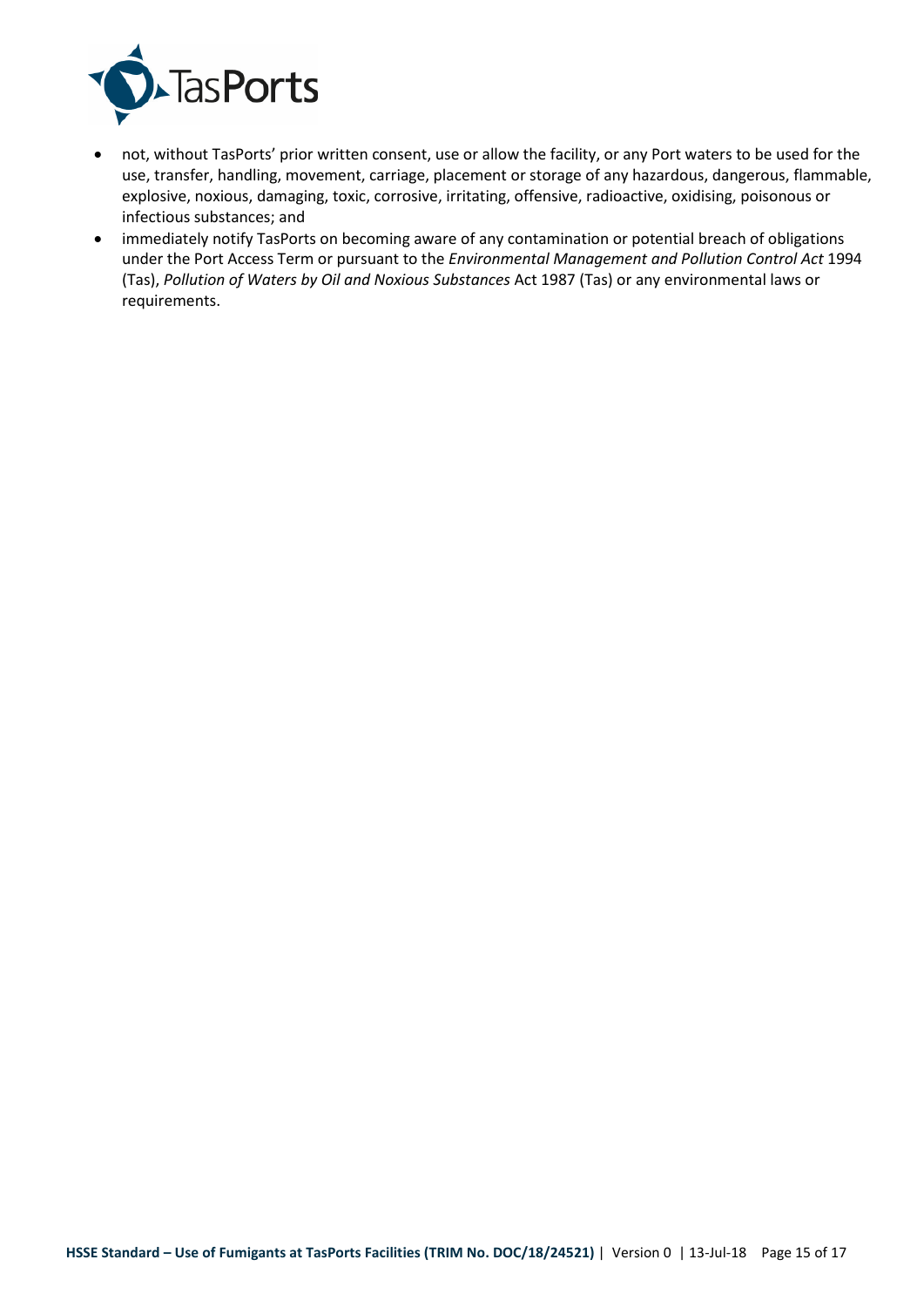- not, without TasPorts' prior written consent, use or allow the facility, or any Port waters to be used for the use, transfer, handling, movement, carriage, placement or storage of any hazardous, dangerous, flammable, explosive, noxious, damaging, toxic, corrosive, irritating, offensive, radioactive, oxidising, poisonous or infectious substances; and
- immediately notify TasPorts on becoming aware of any contamination or potential breach of obligations under the Port Access Term or pursuant to the *Environmental Management and Pollution Control Act* 1994 (Tas), *Pollution of Waters by Oil and Noxious Substances* Act 1987 (Tas) or any environmental laws or requirements.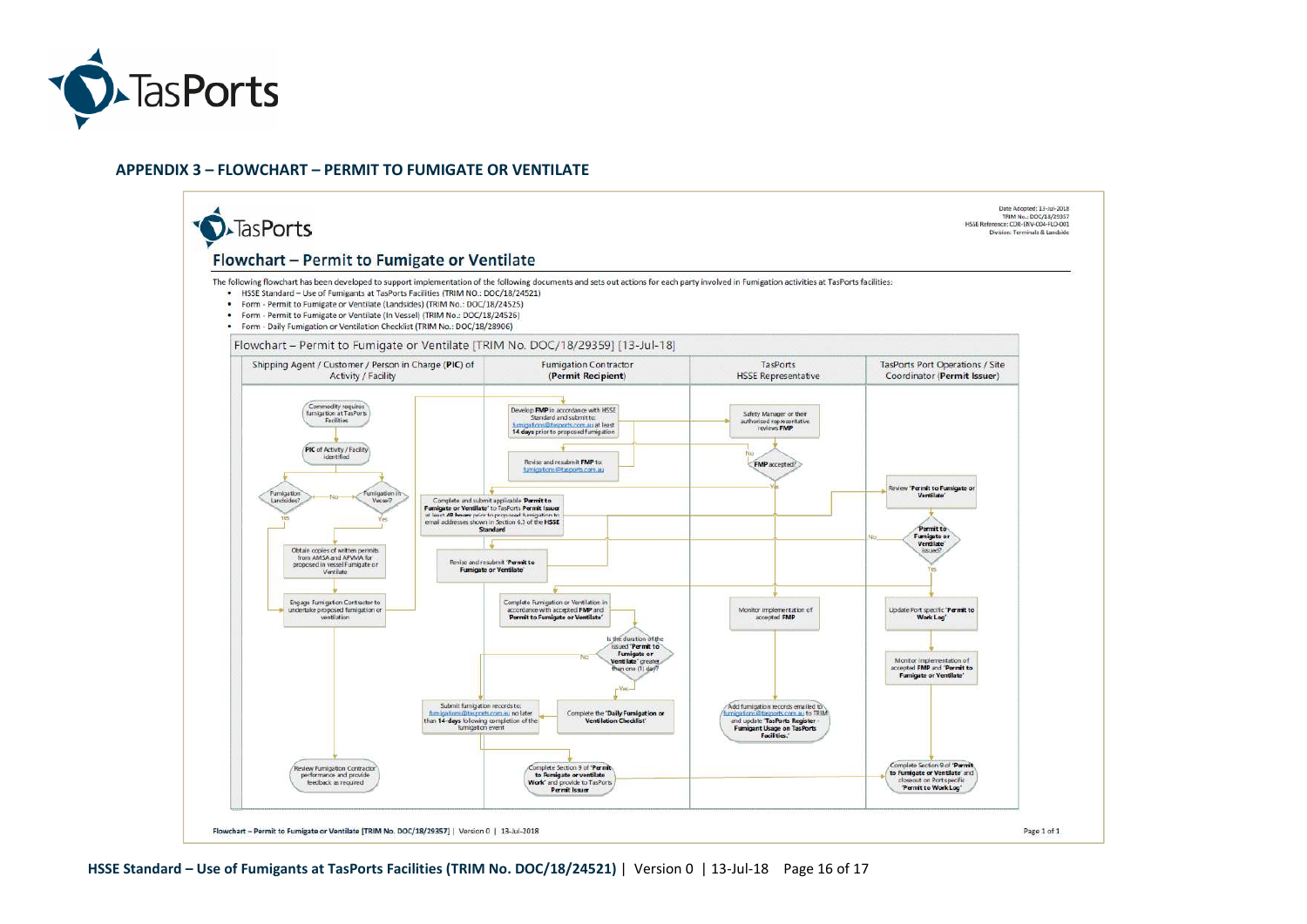## APPENDIX 3 – FLOWCHART – PERMIT TO FUMIGATE OR VENTILATE

Date Adopted: 13-Jul-2018
TRIM No.: DOC/18/29357
HSSE Reference: COR-ENV-C04-FLO-001
Division: Terminals & Landside

## Flowchart – Permit to Fumigate or Ventilate

The following flowchart has been developed to support implementation of the following documents and sets out actions for each party involved in Fumigation activities at TasPorts facilities:

- HSSE Standard – Use of Fumigants at TasPorts Facilities (TRIM NO.: DOC/18/24521)
- Form - Permit to Fumigate or Ventilate (Landsides) (TRIM No.: DOC/18/24525)
- Form - Permit to Fumigate or Ventilate (In Vessel) (TRIM No.: DOC/18/24526)
- Form - Daily Fumigation or Ventilation Checklist (TRIM No.: DOC/18/28906)

Flowchart – Permit to Fumigate or Ventilate [TRIM No. DOC/18/29359] [13-Jul-18]

| Shipping Agent / Customer / Person in Charge (PIC) of Activity / Facility | Fumigation Contractor (Permit Recipient) | TasPorts HSSE Representative | TasPorts Port Operations / Site Coordinator (Permit Issuer) |
|---|---|---|---|
| Commodity requires fumigation at TasPorts Facilities | Develop FMP in accordance with HSSE Standard and submit to: fumigations@tasports.com.au at least 14 days prior to proposed fumigation | Safety Manager or their authorised representative reviews FMP | |
| PIC of Activity / Facility identified | Revise and resubmit FMP to: fumigations@tasports.com.au | FMP accepted? (No / Yes) | |
| Fumigation Landsides? (No / Yes); Fumigation in Vessel? (Yes) | Complete and submit applicable 'Permit to Fumigate or Ventilate' to TasPorts Permit Issuer at least 48 hours prior to proposed fumigation to email addresses shown in Section 6.3 of the HSSE Standard | | Review 'Permit to Fumigate or Ventilate' |
| Obtain copies of written permits from AMSA and APVMA for proposed in vessel Fumigate or Ventilate | Revise and resubmit 'Permit to Fumigate or Ventilate' | | 'Permit to Fumigate or Ventilate' issued? (No / Yes) |
| Engage Fumigation Contractor to undertake proposed fumigation or ventilation | Complete Fumigation or Ventilation in accordance with accepted FMP and Permit to Fumigate or Ventilate' | Monitor implementation of accepted FMP | Update Port specific 'Permit to Work Log' |
| | Is the duration of the issued 'Permit to Fumigate or Ventilate' greater than one (1) day? (No / Yes) | | Monitor implementation of accepted FMP and 'Permit to Fumigate or Ventilate' |
| | Submit fumigation records to: fumigations@tasports.com.au no later than 14-days following completion of the fumigation event; Complete the 'Daily Fumigation or Ventilation Checklist' | Add fumigation records emailed to fumigations@tasports.com.au to TRIM and update 'TasPorts Register - Fumigant Usage on TasPorts Facilities.' | |
| Review Fumigation Contractor performance and provide feedback as required | Complete Section 9 of 'Permit to Fumigate or ventilate Work' and provide to TasPorts Permit Issuer | | Complete Section 9 of 'Permit to Fumigate or Ventilate' and closeout on Port specific 'Permit to Work Log' |

Flowchart – Permit to Fumigate or Ventilate [TRIM No. DOC/18/29357] | Version 0 | 13-Jul-2018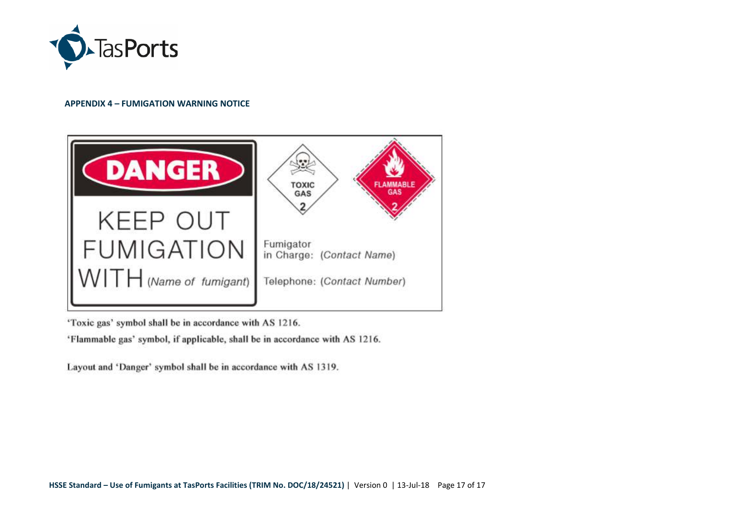## APPENDIX 4 – FUMIGATION WARNING NOTICE

DANGER

KEEP OUT
FUMIGATION
WITH (*Name of fumigant*)

TOXIC GAS 2

FLAMMABLE GAS 2

Fumigator in Charge: (*Contact Name*)

Telephone: (*Contact Number*)

'Toxic gas' symbol shall be in accordance with AS 1216.

'Flammable gas' symbol, if applicable, shall be in accordance with AS 1216.

Layout and 'Danger' symbol shall be in accordance with AS 1319.